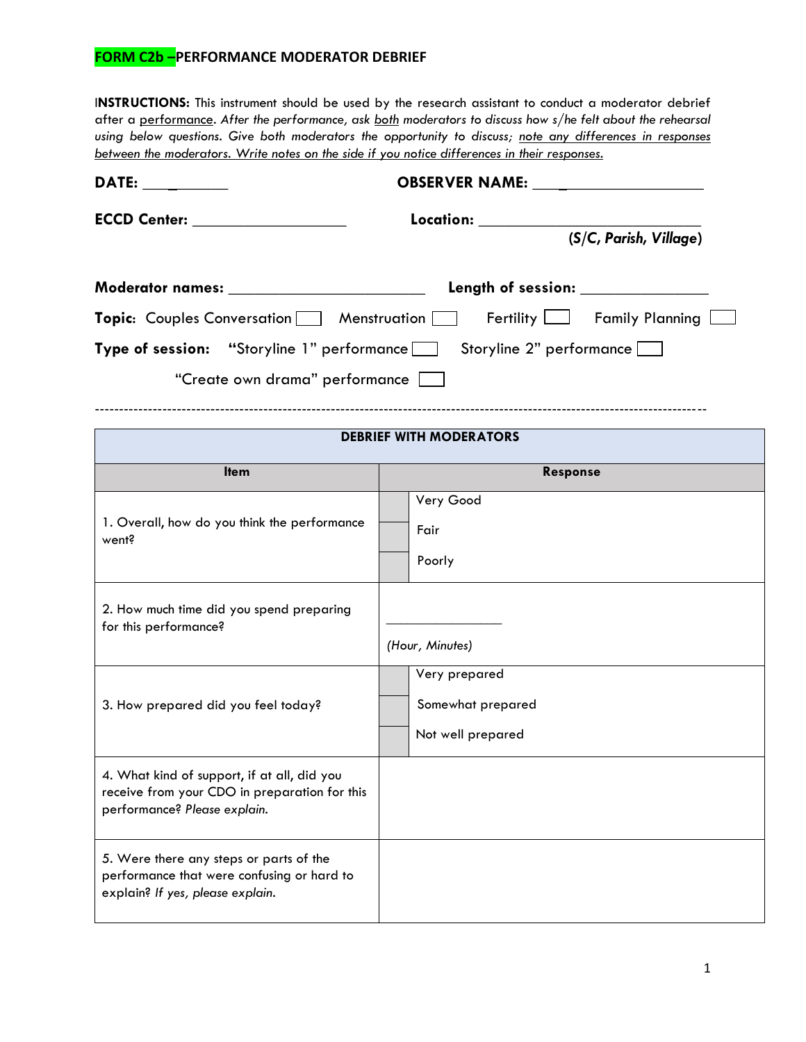# FORM C2b –PERFORMANCE MODERATOR DEBRIEF

I**NSTRUCTIONS:** This instrument should be used by the research assistant to conduct a moderator debrief after a <u>performance</u>. *After the performance, ask <u>both</u> moderators to discuss how s/he felt about the rehearsal using below questions. Give both moderators the opportunity to discuss; <u>note any differences in responses between the moderators. Write notes on the side if you notice differences in their responses.</u>*

**DATE:** ___________ **OBSERVER NAME:** ____________________

**ECCD Center:** ____________________ **Location:** ____________________________ 
**(*S/C, Parish, Village*)**

**Moderator names:** ________________________ **Length of session:** _______________

**Topic**: Couples Conversation ☐ Menstruation ☐ Fertility ☐ Family Planning ☐

**Type of session:** **"**Storyline 1" performance ☐ Storyline 2" performance ☐

"Create own drama" performance ☐

---

| DEBRIEF WITH MODERATORS | | |
|---|---|---|
| **Item** | **Response** | |
| 1. Overall, how do you think the performance went? | ☐ | Very Good |
| | ☐ | Fair |
| | ☐ | Poorly |
| 2. How much time did you spend preparing for this performance? | _______________ *(Hour, Minutes)* | |
| 3. How prepared did you feel today? | ☐ | Very prepared |
| | ☐ | Somewhat prepared |
| | ☐ | Not well prepared |
| 4. What kind of support, if at all, did you receive from your CDO in preparation for this performance? *Please explain.* | | |
| 5. Were there any steps or parts of the performance that were confusing or hard to explain? *If yes, please explain.* | | |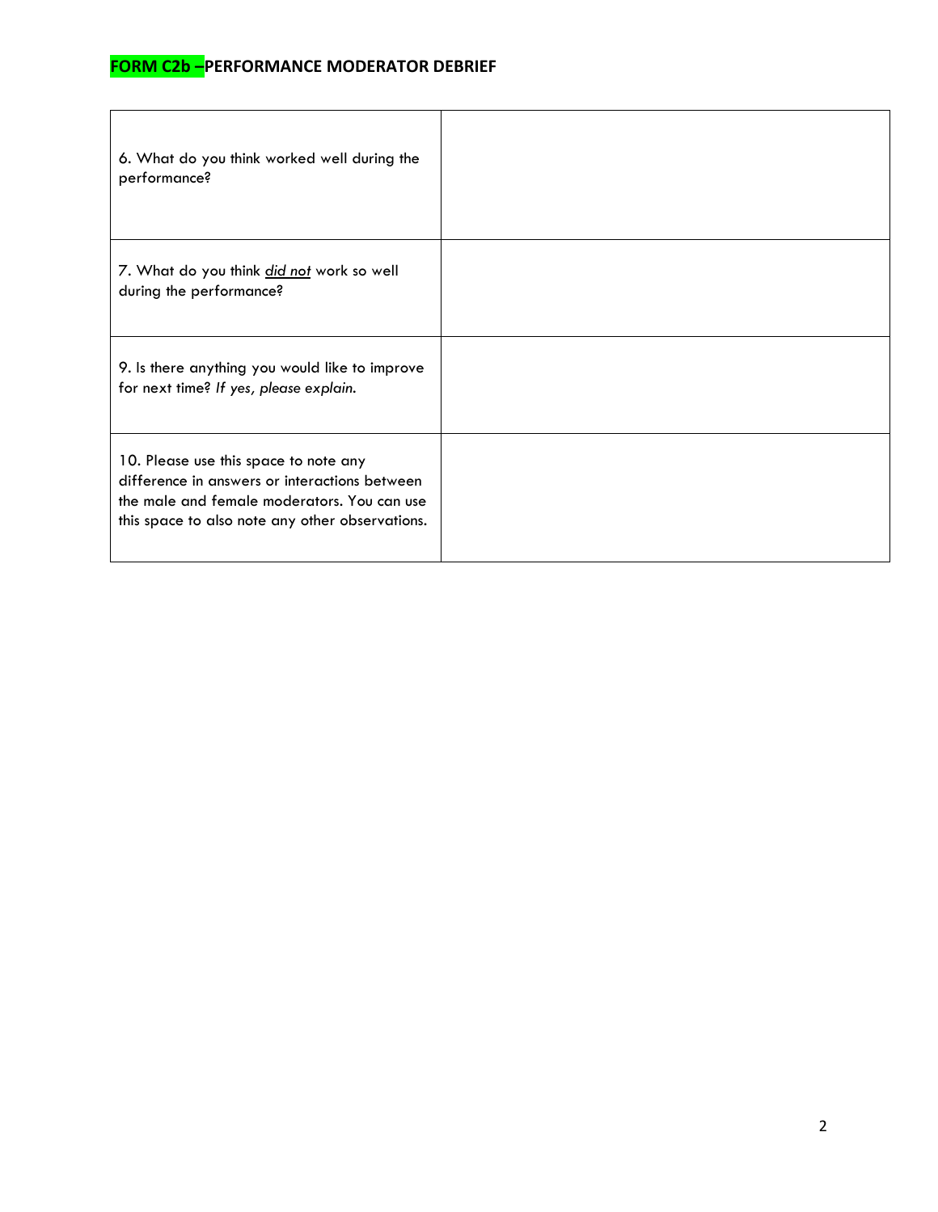**FORM C2b –PERFORMANCE MODERATOR DEBRIEF**

| | |
|---|---|
| 6. What do you think worked well during the performance? | |
| 7. What do you think ***did not*** work so well during the performance? | |
| 9. Is there anything you would like to improve for next time? *If yes, please explain.* | |
| 10. Please use this space to note any difference in answers or interactions between the male and female moderators. You can use this space to also note any other observations. | |